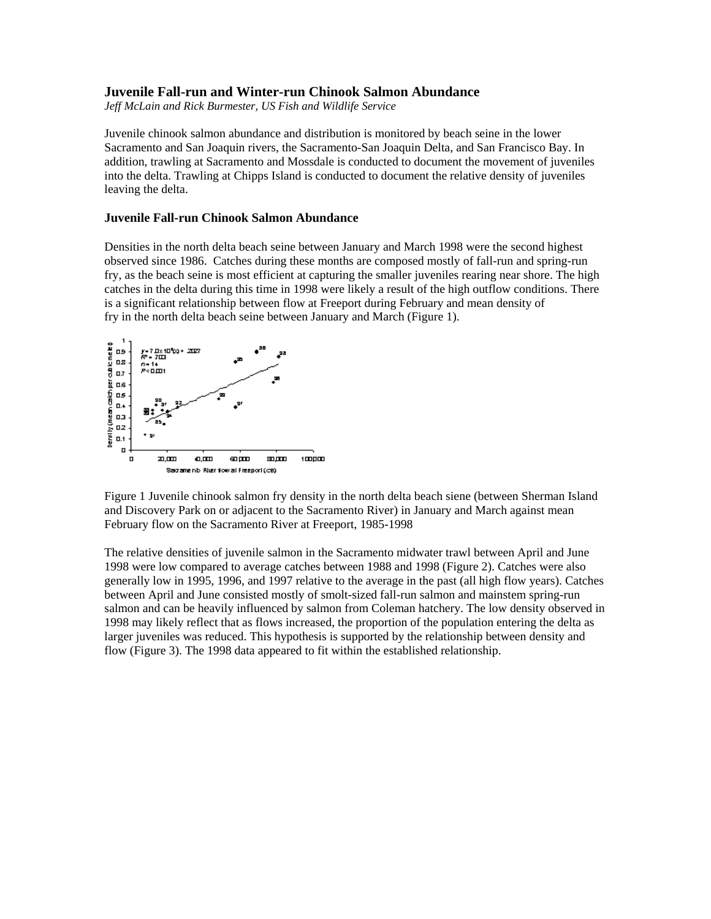### Juvenile Fall-run and Winter-run Chinook Salmon Abundance

*Jeff McLain and Rick Burmester, US Fish and Wildlife Service*

Juvenile chinook salmon abundance and distribution is monitored by beach seine in the lower Sacramento and San Joaquin rivers, the Sacramento-San Joaquin Delta, and San Francisco Bay. In addition, trawling at Sacramento and Mossdale is conducted to document the movement of juveniles into the delta. Trawling at Chipps Island is conducted to document the relative density of juveniles leaving the delta.

#### Juvenile Fall-run Chinook Salmon Abundance

Densities in the north delta beach seine between January and March 1998 were the second highest observed since 1986. Catches during these months are composed mostly of fall-run and spring-run fry, as the beach seine is most efficient at capturing the smaller juveniles rearing near shore. The high catches in the delta during this time in 1998 were likely a result of the high outflow conditions. There is a significant relationship between flow at Freeport during February and mean density of fry in the north delta beach seine between January and March (Figure 1).

Figure 1 Juvenile chinook salmon fry density in the north delta beach siene (between Sherman Island and Discovery Park on or adjacent to the Sacramento River) in January and March against mean February flow on the Sacramento River at Freeport, 1985-1998

The relative densities of juvenile salmon in the Sacramento midwater trawl between April and June 1998 were low compared to average catches between 1988 and 1998 (Figure 2). Catches were also generally low in 1995, 1996, and 1997 relative to the average in the past (all high flow years). Catches between April and June consisted mostly of smolt-sized fall-run salmon and mainstem spring-run salmon and can be heavily influenced by salmon from Coleman hatchery. The low density observed in 1998 may likely reflect that as flows increased, the proportion of the population entering the delta as larger juveniles was reduced. This hypothesis is supported by the relationship between density and flow (Figure 3). The 1998 data appeared to fit within the established relationship.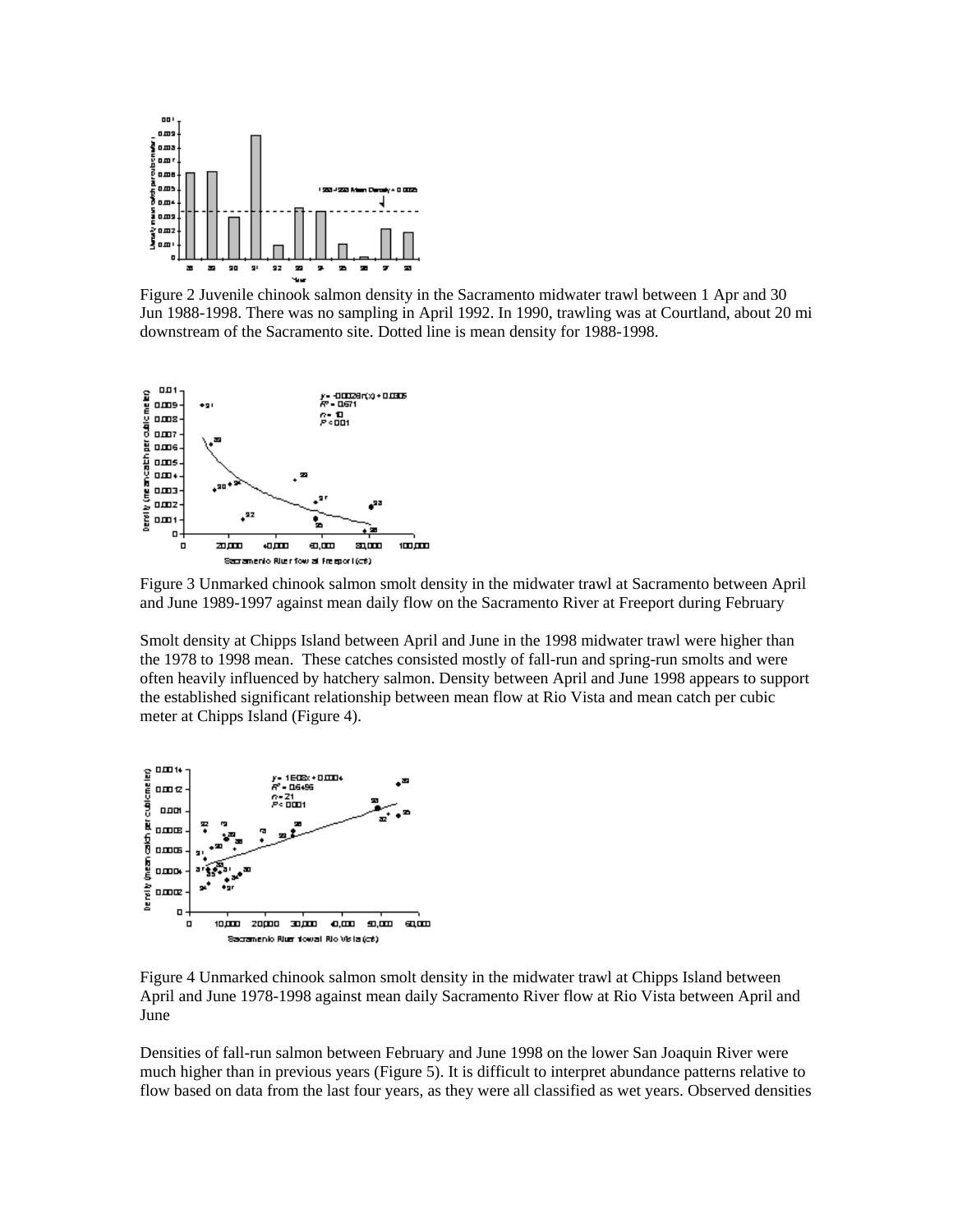Figure 2 Juvenile chinook salmon density in the Sacramento midwater trawl between 1 Apr and 30 Jun 1988-1998. There was no sampling in April 1992. In 1990, trawling was at Courtland, about 20 mi downstream of the Sacramento site. Dotted line is mean density for 1988-1998.

Figure 3 Unmarked chinook salmon smolt density in the midwater trawl at Sacramento between April and June 1989-1997 against mean daily flow on the Sacramento River at Freeport during February

Smolt density at Chipps Island between April and June in the 1998 midwater trawl were higher than the 1978 to 1998 mean. These catches consisted mostly of fall-run and spring-run smolts and were often heavily influenced by hatchery salmon. Density between April and June 1998 appears to support the established significant relationship between mean flow at Rio Vista and mean catch per cubic meter at Chipps Island (Figure 4).

Figure 4 Unmarked chinook salmon smolt density in the midwater trawl at Chipps Island between April and June 1978-1998 against mean daily Sacramento River flow at Rio Vista between April and June

Densities of fall-run salmon between February and June 1998 on the lower San Joaquin River were much higher than in previous years (Figure 5). It is difficult to interpret abundance patterns relative to flow based on data from the last four years, as they were all classified as wet years. Observed densities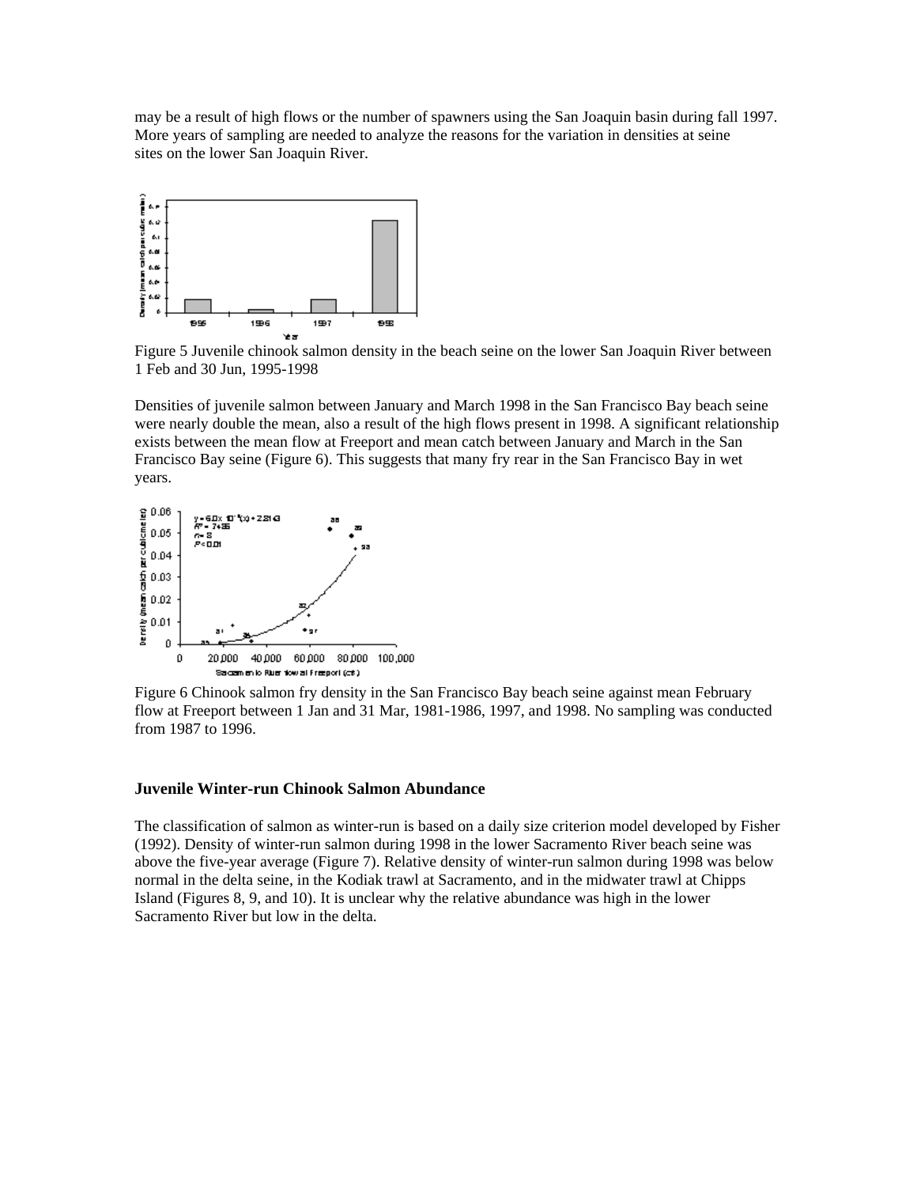may be a result of high flows or the number of spawners using the San Joaquin basin during fall 1997. More years of sampling are needed to analyze the reasons for the variation in densities at seine sites on the lower San Joaquin River.

Figure 5 Juvenile chinook salmon density in the beach seine on the lower San Joaquin River between 1 Feb and 30 Jun, 1995-1998

Densities of juvenile salmon between January and March 1998 in the San Francisco Bay beach seine were nearly double the mean, also a result of the high flows present in 1998. A significant relationship exists between the mean flow at Freeport and mean catch between January and March in the San Francisco Bay seine (Figure 6). This suggests that many fry rear in the San Francisco Bay in wet years.

Figure 6 Chinook salmon fry density in the San Francisco Bay beach seine against mean February flow at Freeport between 1 Jan and 31 Mar, 1981-1986, 1997, and 1998. No sampling was conducted from 1987 to 1996.

### Juvenile Winter-run Chinook Salmon Abundance

The classification of salmon as winter-run is based on a daily size criterion model developed by Fisher (1992). Density of winter-run salmon during 1998 in the lower Sacramento River beach seine was above the five-year average (Figure 7). Relative density of winter-run salmon during 1998 was below normal in the delta seine, in the Kodiak trawl at Sacramento, and in the midwater trawl at Chipps Island (Figures 8, 9, and 10). It is unclear why the relative abundance was high in the lower Sacramento River but low in the delta.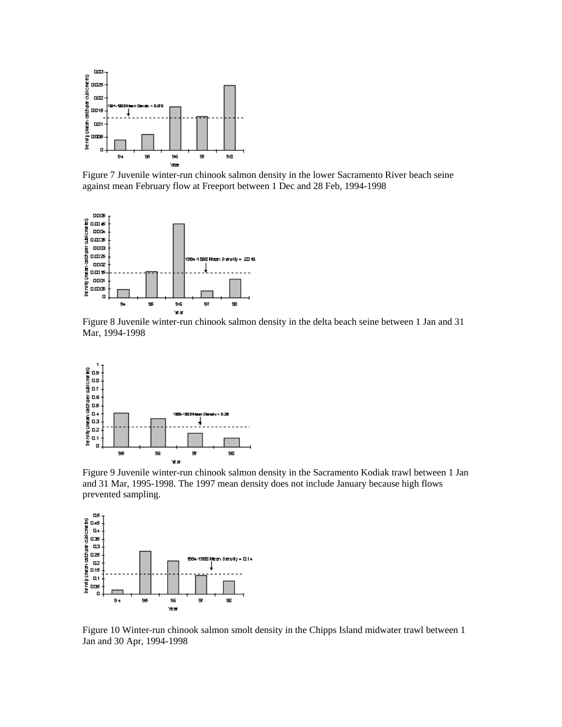Density (mean catch per cubic meter)

0.03
0.025
0.02
0.015
0.01
0.005
0

1994-1998 Mean Density = 0.012

94 95 96 97 98

Year

Figure 7 Juvenile winter-run chinook salmon density in the lower Sacramento River beach seine against mean February flow at Freeport between 1 Dec and 28 Feb, 1994-1998

Density (mean catch per cubic meter)

0.005
0.0045
0.004
0.0035
0.003
0.0025
0.002
0.0015
0.001
0.0005
0

1994-1998 Mean Density = .0016

94 95 96 97 98

Year

Figure 8 Juvenile winter-run chinook salmon density in the delta beach seine between 1 Jan and 31 Mar, 1994-1998

Density (mean catch per cubic meter)

1
0.9
0.8
0.7
0.6
0.5
0.4
0.3
0.2
0.1
0

1995-1998 Mean Density = 0.28

95 96 97 98

Year

Figure 9 Juvenile winter-run chinook salmon density in the Sacramento Kodiak trawl between 1 Jan and 31 Mar, 1995-1998. The 1997 mean density does not include January because high flows prevented sampling.

Density (mean catch per cubic meter)

0.5
0.45
0.4
0.35
0.3
0.25
0.2
0.15
0.1
0.05
0

1994-1998 Mean Density = 0.14

94 95 96 97 98

Year

Figure 10 Winter-run chinook salmon smolt density in the Chipps Island midwater trawl between 1 Jan and 30 Apr, 1994-1998